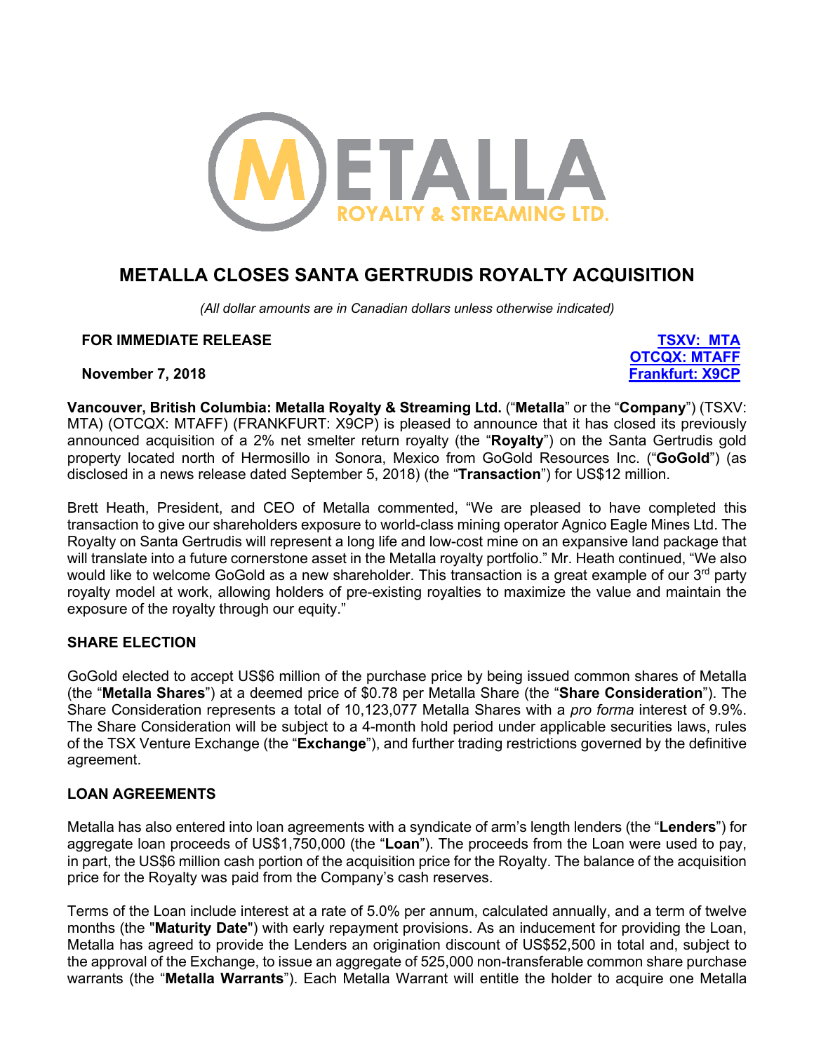# METALLA CLOSES SANTA GERTRUDIS ROYALTY ACQUISITION

*(All dollar amounts are in Canadian dollars unless otherwise indicated)*

**FOR IMMEDIATE RELEASE**

**November 7, 2018**

**TSXV: MTA**
**OTCQX: MTAFF**
**Frankfurt: X9CP**

**Vancouver, British Columbia: Metalla Royalty & Streaming Ltd.** ("**Metalla**" or the "**Company**") (TSXV: MTA) (OTCQX: MTAFF) (FRANKFURT: X9CP) is pleased to announce that it has closed its previously announced acquisition of a 2% net smelter return royalty (the "**Royalty**") on the Santa Gertrudis gold property located north of Hermosillo in Sonora, Mexico from GoGold Resources Inc. ("**GoGold**") (as disclosed in a news release dated September 5, 2018) (the "**Transaction**") for US$12 million.

Brett Heath, President, and CEO of Metalla commented, "We are pleased to have completed this transaction to give our shareholders exposure to world-class mining operator Agnico Eagle Mines Ltd. The Royalty on Santa Gertrudis will represent a long life and low-cost mine on an expansive land package that will translate into a future cornerstone asset in the Metalla royalty portfolio." Mr. Heath continued, "We also would like to welcome GoGold as a new shareholder. This transaction is a great example of our 3rd party royalty model at work, allowing holders of pre-existing royalties to maximize the value and maintain the exposure of the royalty through our equity."

## SHARE ELECTION

GoGold elected to accept US$6 million of the purchase price by being issued common shares of Metalla (the "**Metalla Shares**") at a deemed price of $0.78 per Metalla Share (the "**Share Consideration**"). The Share Consideration represents a total of 10,123,077 Metalla Shares with a *pro forma* interest of 9.9%. The Share Consideration will be subject to a 4-month hold period under applicable securities laws, rules of the TSX Venture Exchange (the "**Exchange**"), and further trading restrictions governed by the definitive agreement.

## LOAN AGREEMENTS

Metalla has also entered into loan agreements with a syndicate of arm's length lenders (the "**Lenders**") for aggregate loan proceeds of US$1,750,000 (the "**Loan**"). The proceeds from the Loan were used to pay, in part, the US$6 million cash portion of the acquisition price for the Royalty. The balance of the acquisition price for the Royalty was paid from the Company's cash reserves.

Terms of the Loan include interest at a rate of 5.0% per annum, calculated annually, and a term of twelve months (the "**Maturity Date**") with early repayment provisions. As an inducement for providing the Loan, Metalla has agreed to provide the Lenders an origination discount of US$52,500 in total and, subject to the approval of the Exchange, to issue an aggregate of 525,000 non-transferable common share purchase warrants (the "**Metalla Warrants**"). Each Metalla Warrant will entitle the holder to acquire one Metalla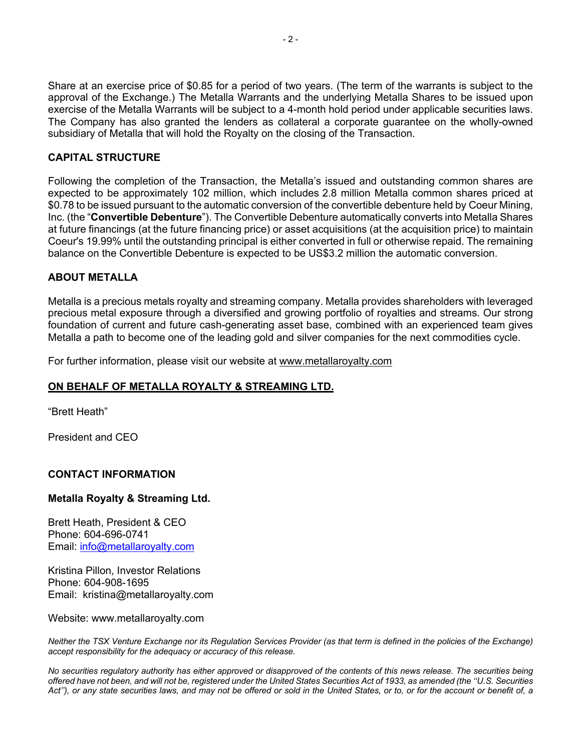Share at an exercise price of $0.85 for a period of two years. (The term of the warrants is subject to the approval of the Exchange.) The Metalla Warrants and the underlying Metalla Shares to be issued upon exercise of the Metalla Warrants will be subject to a 4-month hold period under applicable securities laws. The Company has also granted the lenders as collateral a corporate guarantee on the wholly-owned subsidiary of Metalla that will hold the Royalty on the closing of the Transaction.

**CAPITAL STRUCTURE**

Following the completion of the Transaction, the Metalla's issued and outstanding common shares are expected to be approximately 102 million, which includes 2.8 million Metalla common shares priced at $0.78 to be issued pursuant to the automatic conversion of the convertible debenture held by Coeur Mining, Inc. (the "**Convertible Debenture**"). The Convertible Debenture automatically converts into Metalla Shares at future financings (at the future financing price) or asset acquisitions (at the acquisition price) to maintain Coeur's 19.99% until the outstanding principal is either converted in full or otherwise repaid. The remaining balance on the Convertible Debenture is expected to be US$3.2 million the automatic conversion.

**ABOUT METALLA**

Metalla is a precious metals royalty and streaming company. Metalla provides shareholders with leveraged precious metal exposure through a diversified and growing portfolio of royalties and streams. Our strong foundation of current and future cash-generating asset base, combined with an experienced team gives Metalla a path to become one of the leading gold and silver companies for the next commodities cycle.

For further information, please visit our website at www.metallaroyalty.com

**ON BEHALF OF METALLA ROYALTY & STREAMING LTD.**

"Brett Heath"

President and CEO

**CONTACT INFORMATION**

**Metalla Royalty & Streaming Ltd.**

Brett Heath, President & CEO
Phone: 604-696-0741
Email: info@metallaroyalty.com

Kristina Pillon, Investor Relations
Phone: 604-908-1695
Email: kristina@metallaroyalty.com

Website: www.metallaroyalty.com

*Neither the TSX Venture Exchange nor its Regulation Services Provider (as that term is defined in the policies of the Exchange) accept responsibility for the adequacy or accuracy of this release.*

*No securities regulatory authority has either approved or disapproved of the contents of this news release. The securities being offered have not been, and will not be, registered under the United States Securities Act of 1933, as amended (the ''U.S. Securities Act''), or any state securities laws, and may not be offered or sold in the United States, or to, or for the account or benefit of, a*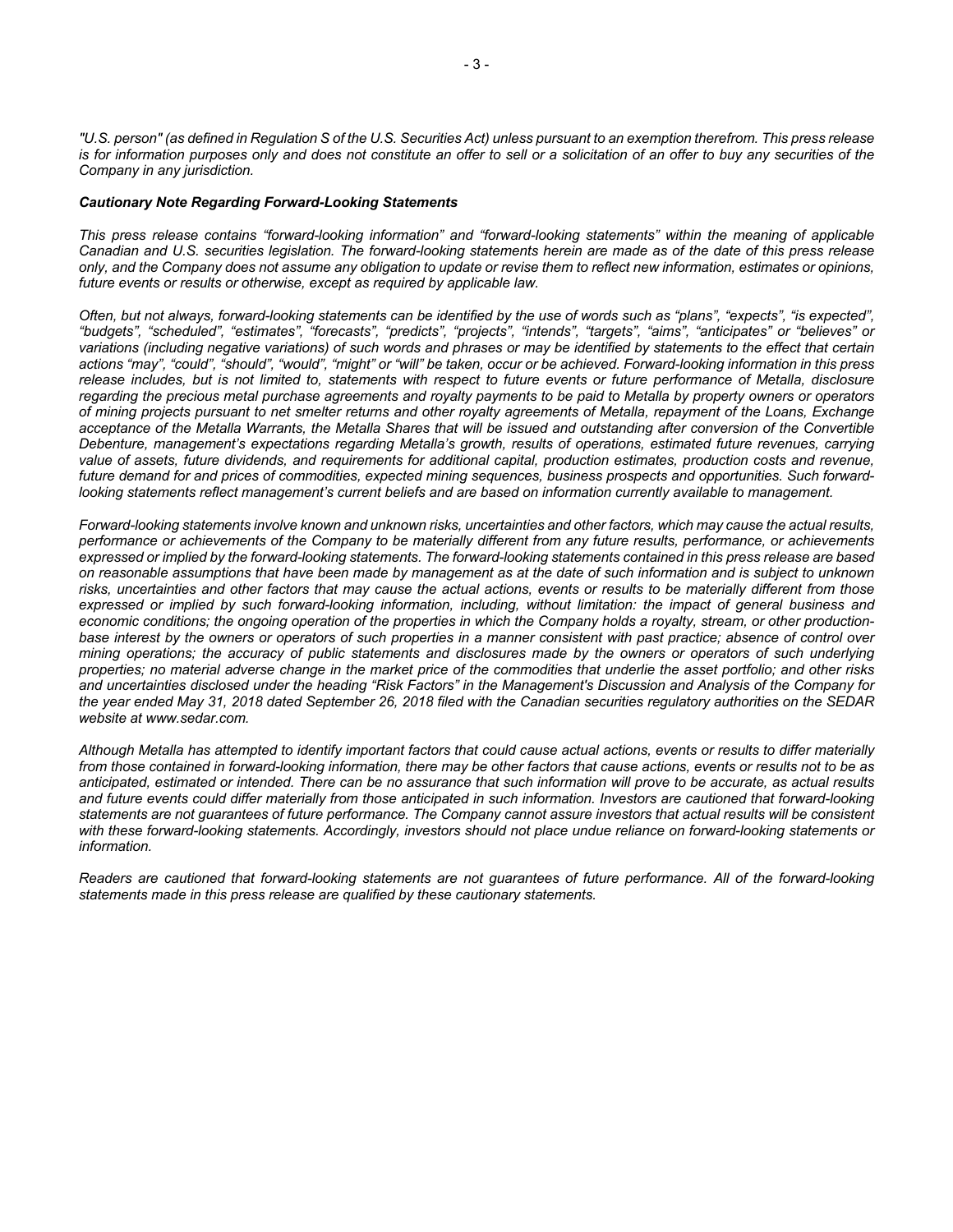*"U.S. person" (as defined in Regulation S of the U.S. Securities Act) unless pursuant to an exemption therefrom. This press release is for information purposes only and does not constitute an offer to sell or a solicitation of an offer to buy any securities of the Company in any jurisdiction.*

***Cautionary Note Regarding Forward-Looking Statements***

*This press release contains "forward-looking information" and "forward-looking statements" within the meaning of applicable Canadian and U.S. securities legislation. The forward-looking statements herein are made as of the date of this press release only, and the Company does not assume any obligation to update or revise them to reflect new information, estimates or opinions, future events or results or otherwise, except as required by applicable law.*

*Often, but not always, forward-looking statements can be identified by the use of words such as "plans", "expects", "is expected", "budgets", "scheduled", "estimates", "forecasts", "predicts", "projects", "intends", "targets", "aims", "anticipates" or "believes" or variations (including negative variations) of such words and phrases or may be identified by statements to the effect that certain actions "may", "could", "should", "would", "might" or "will" be taken, occur or be achieved. Forward-looking information in this press release includes, but is not limited to, statements with respect to future events or future performance of Metalla, disclosure regarding the precious metal purchase agreements and royalty payments to be paid to Metalla by property owners or operators of mining projects pursuant to net smelter returns and other royalty agreements of Metalla, repayment of the Loans, Exchange acceptance of the Metalla Warrants, the Metalla Shares that will be issued and outstanding after conversion of the Convertible Debenture, management's expectations regarding Metalla's growth, results of operations, estimated future revenues, carrying value of assets, future dividends, and requirements for additional capital, production estimates, production costs and revenue, future demand for and prices of commodities, expected mining sequences, business prospects and opportunities. Such forward-looking statements reflect management's current beliefs and are based on information currently available to management.*

*Forward-looking statements involve known and unknown risks, uncertainties and other factors, which may cause the actual results, performance or achievements of the Company to be materially different from any future results, performance, or achievements expressed or implied by the forward-looking statements. The forward-looking statements contained in this press release are based on reasonable assumptions that have been made by management as at the date of such information and is subject to unknown risks, uncertainties and other factors that may cause the actual actions, events or results to be materially different from those expressed or implied by such forward-looking information, including, without limitation: the impact of general business and economic conditions; the ongoing operation of the properties in which the Company holds a royalty, stream, or other production-base interest by the owners or operators of such properties in a manner consistent with past practice; absence of control over mining operations; the accuracy of public statements and disclosures made by the owners or operators of such underlying properties; no material adverse change in the market price of the commodities that underlie the asset portfolio; and other risks and uncertainties disclosed under the heading "Risk Factors" in the Management's Discussion and Analysis of the Company for the year ended May 31, 2018 dated September 26, 2018 filed with the Canadian securities regulatory authorities on the SEDAR website at www.sedar.com.*

*Although Metalla has attempted to identify important factors that could cause actual actions, events or results to differ materially from those contained in forward-looking information, there may be other factors that cause actions, events or results not to be as anticipated, estimated or intended. There can be no assurance that such information will prove to be accurate, as actual results and future events could differ materially from those anticipated in such information. Investors are cautioned that forward-looking statements are not guarantees of future performance. The Company cannot assure investors that actual results will be consistent with these forward-looking statements. Accordingly, investors should not place undue reliance on forward-looking statements or information.*

*Readers are cautioned that forward-looking statements are not guarantees of future performance. All of the forward-looking statements made in this press release are qualified by these cautionary statements.*